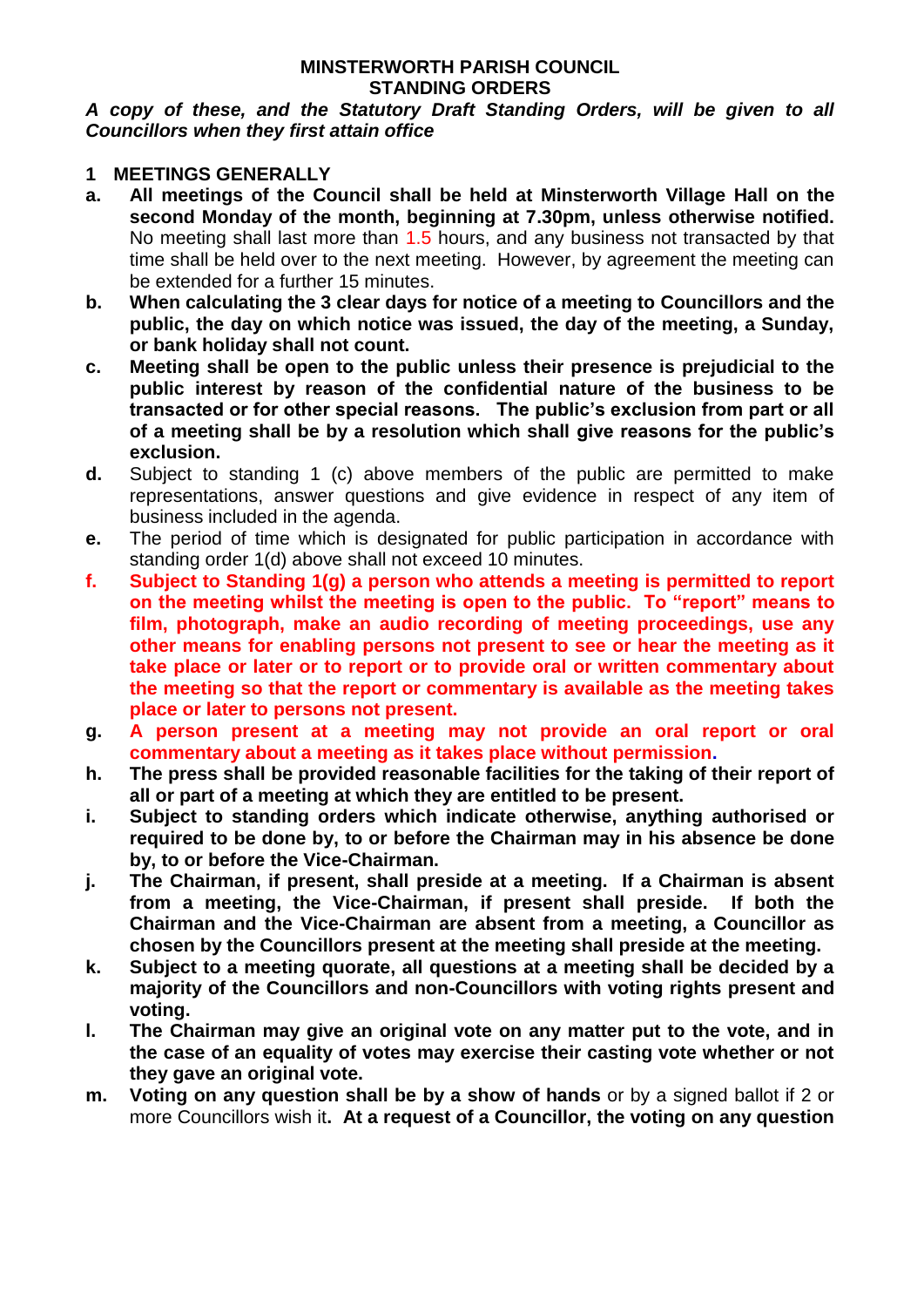# MINSTERWORTH PARISH COUNCIL
## STANDING ORDERS

***A copy of these, and the Statutory Draft Standing Orders, will be given to all Councillors when they first attain office***

### 1 MEETINGS GENERALLY

**a.** **All meetings of the Council shall be held at Minsterworth Village Hall on the second Monday of the month, beginning at 7.30pm, unless otherwise notified.** No meeting shall last more than 1.5 hours, and any business not transacted by that time shall be held over to the next meeting. However, by agreement the meeting can be extended for a further 15 minutes.

**b.** **When calculating the 3 clear days for notice of a meeting to Councillors and the public, the day on which notice was issued, the day of the meeting, a Sunday, or bank holiday shall not count.**

**c.** **Meeting shall be open to the public unless their presence is prejudicial to the public interest by reason of the confidential nature of the business to be transacted or for other special reasons. The public's exclusion from part or all of a meeting shall be by a resolution which shall give reasons for the public's exclusion.**

**d.** Subject to standing 1 (c) above members of the public are permitted to make representations, answer questions and give evidence in respect of any item of business included in the agenda.

**e.** The period of time which is designated for public participation in accordance with standing order 1(d) above shall not exceed 10 minutes.

**f.** **Subject to Standing 1(g) a person who attends a meeting is permitted to report on the meeting whilst the meeting is open to the public. To "report" means to film, photograph, make an audio recording of meeting proceedings, use any other means for enabling persons not present to see or hear the meeting as it take place or later or to report or to provide oral or written commentary about the meeting so that the report or commentary is available as the meeting takes place or later to persons not present.**

**g.** **A person present at a meeting may not provide an oral report or oral commentary about a meeting as it takes place without permission.**

**h.** **The press shall be provided reasonable facilities for the taking of their report of all or part of a meeting at which they are entitled to be present.**

**i.** **Subject to standing orders which indicate otherwise, anything authorised or required to be done by, to or before the Chairman may in his absence be done by, to or before the Vice-Chairman.**

**j.** **The Chairman, if present, shall preside at a meeting. If a Chairman is absent from a meeting, the Vice-Chairman, if present shall preside. If both the Chairman and the Vice-Chairman are absent from a meeting, a Councillor as chosen by the Councillors present at the meeting shall preside at the meeting.**

**k.** **Subject to a meeting quorate, all questions at a meeting shall be decided by a majority of the Councillors and non-Councillors with voting rights present and voting.**

**l.** **The Chairman may give an original vote on any matter put to the vote, and in the case of an equality of votes may exercise their casting vote whether or not they gave an original vote.**

**m.** **Voting on any question shall be by a show of hands** or by a signed ballot if 2 or more Councillors wish it**. At a request of a Councillor, the voting on any question**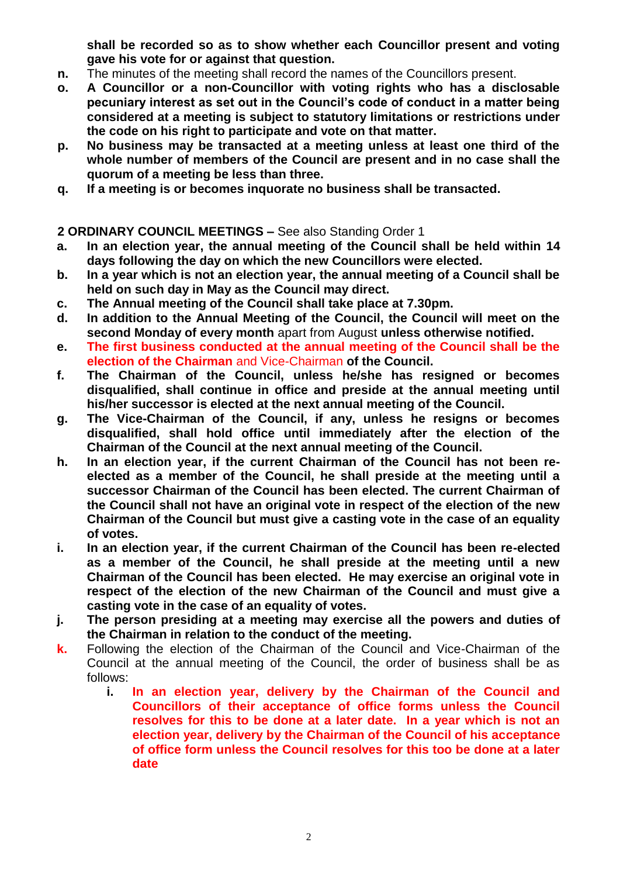**shall be recorded so as to show whether each Councillor present and voting gave his vote for or against that question.**

**n.** The minutes of the meeting shall record the names of the Councillors present.

**o. A Councillor or a non-Councillor with voting rights who has a disclosable pecuniary interest as set out in the Council's code of conduct in a matter being considered at a meeting is subject to statutory limitations or restrictions under the code on his right to participate and vote on that matter.**

**p. No business may be transacted at a meeting unless at least one third of the whole number of members of the Council are present and in no case shall the quorum of a meeting be less than three.**

**q. If a meeting is or becomes inquorate no business shall be transacted.**

**2 ORDINARY COUNCIL MEETINGS –** See also Standing Order 1

**a. In an election year, the annual meeting of the Council shall be held within 14 days following the day on which the new Councillors were elected.**

**b. In a year which is not an election year, the annual meeting of a Council shall be held on such day in May as the Council may direct.**

**c. The Annual meeting of the Council shall take place at 7.30pm.**

**d. In addition to the Annual Meeting of the Council, the Council will meet on the second Monday of every month** apart from August **unless otherwise notified.**

**e. The first business conducted at the annual meeting of the Council shall be the election of the Chairman** and Vice-Chairman **of the Council.**

**f. The Chairman of the Council, unless he/she has resigned or becomes disqualified, shall continue in office and preside at the annual meeting until his/her successor is elected at the next annual meeting of the Council.**

**g. The Vice-Chairman of the Council, if any, unless he resigns or becomes disqualified, shall hold office until immediately after the election of the Chairman of the Council at the next annual meeting of the Council.**

**h. In an election year, if the current Chairman of the Council has not been re-elected as a member of the Council, he shall preside at the meeting until a successor Chairman of the Council has been elected. The current Chairman of the Council shall not have an original vote in respect of the election of the new Chairman of the Council but must give a casting vote in the case of an equality of votes.**

**i. In an election year, if the current Chairman of the Council has been re-elected as a member of the Council, he shall preside at the meeting until a new Chairman of the Council has been elected. He may exercise an original vote in respect of the election of the new Chairman of the Council and must give a casting vote in the case of an equality of votes.**

**j. The person presiding at a meeting may exercise all the powers and duties of the Chairman in relation to the conduct of the meeting.**

**k.** Following the election of the Chairman of the Council and Vice-Chairman of the Council at the annual meeting of the Council, the order of business shall be as follows:

   **i. In an election year, delivery by the Chairman of the Council and Councillors of their acceptance of office forms unless the Council resolves for this to be done at a later date. In a year which is not an election year, delivery by the Chairman of the Council of his acceptance of office form unless the Council resolves for this too be done at a later date**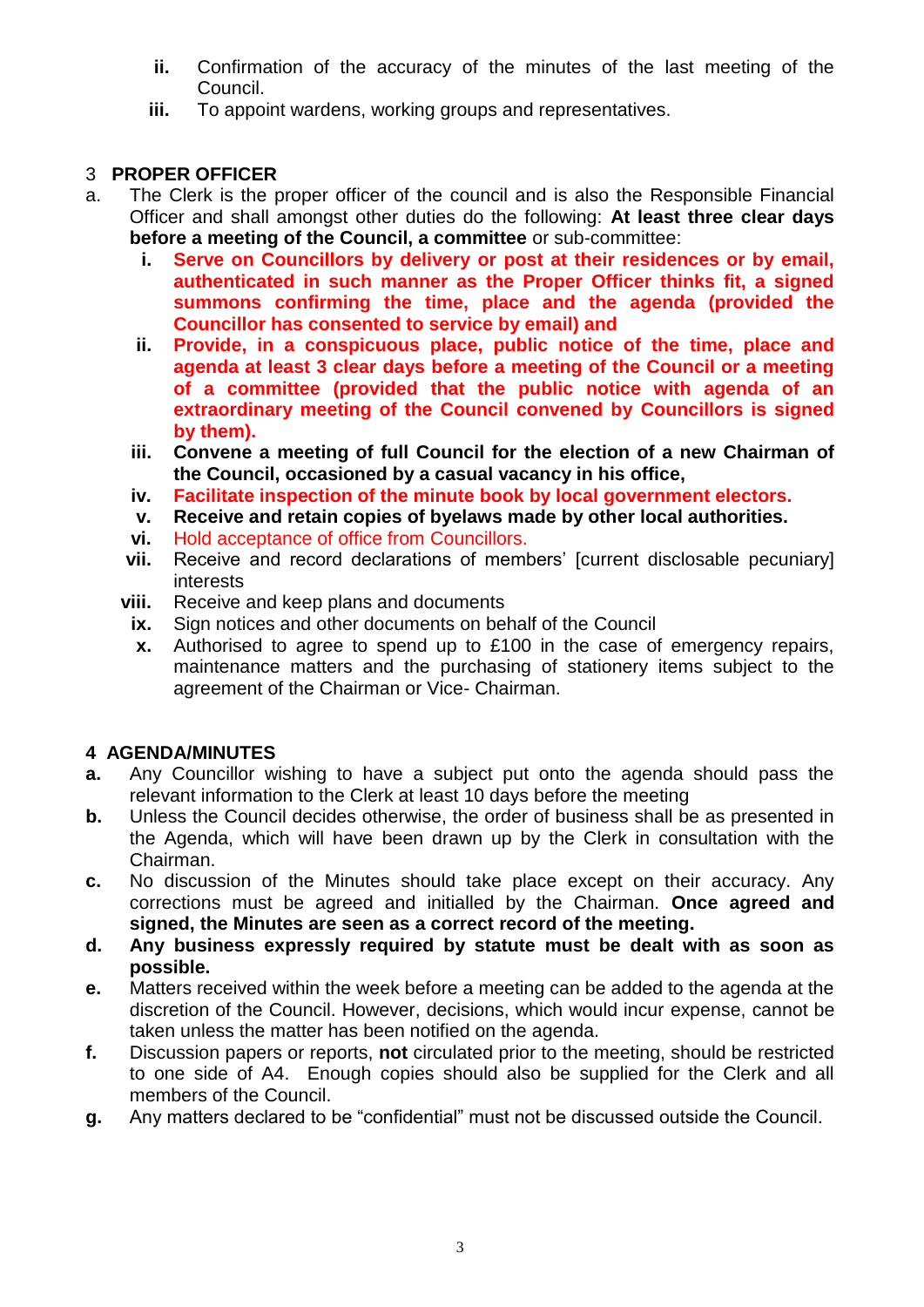ii. Confirmation of the accuracy of the minutes of the last meeting of the Council.
   iii. To appoint wardens, working groups and representatives.

## 3 PROPER OFFICER

a. The Clerk is the proper officer of the council and is also the Responsible Financial Officer and shall amongst other duties do the following: **At least three clear days before a meeting of the Council, a committee** or sub-committee:
   i. **Serve on Councillors by delivery or post at their residences or by email, authenticated in such manner as the Proper Officer thinks fit, a signed summons confirming the time, place and the agenda (provided the Councillor has consented to service by email) and**
   ii. **Provide, in a conspicuous place, public notice of the time, place and agenda at least 3 clear days before a meeting of the Council or a meeting of a committee (provided that the public notice with agenda of an extraordinary meeting of the Council convened by Councillors is signed by them).**
   iii. **Convene a meeting of full Council for the election of a new Chairman of the Council, occasioned by a casual vacancy in his office,**
   iv. **Facilitate inspection of the minute book by local government electors.**
   v. **Receive and retain copies of byelaws made by other local authorities.**
   vi. Hold acceptance of office from Councillors.
   vii. Receive and record declarations of members' [current disclosable pecuniary] interests
   viii. Receive and keep plans and documents
   ix. Sign notices and other documents on behalf of the Council
   x. Authorised to agree to spend up to £100 in the case of emergency repairs, maintenance matters and the purchasing of stationery items subject to the agreement of the Chairman or Vice- Chairman.

## 4 AGENDA/MINUTES

**a.** Any Councillor wishing to have a subject put onto the agenda should pass the relevant information to the Clerk at least 10 days before the meeting

**b.** Unless the Council decides otherwise, the order of business shall be as presented in the Agenda, which will have been drawn up by the Clerk in consultation with the Chairman.

**c.** No discussion of the Minutes should take place except on their accuracy. Any corrections must be agreed and initialled by the Chairman. **Once agreed and signed, the Minutes are seen as a correct record of the meeting.**

**d.** **Any business expressly required by statute must be dealt with as soon as possible.**

**e.** Matters received within the week before a meeting can be added to the agenda at the discretion of the Council. However, decisions, which would incur expense, cannot be taken unless the matter has been notified on the agenda.

**f.** Discussion papers or reports, **not** circulated prior to the meeting, should be restricted to one side of A4. Enough copies should also be supplied for the Clerk and all members of the Council.

**g.** Any matters declared to be "confidential" must not be discussed outside the Council.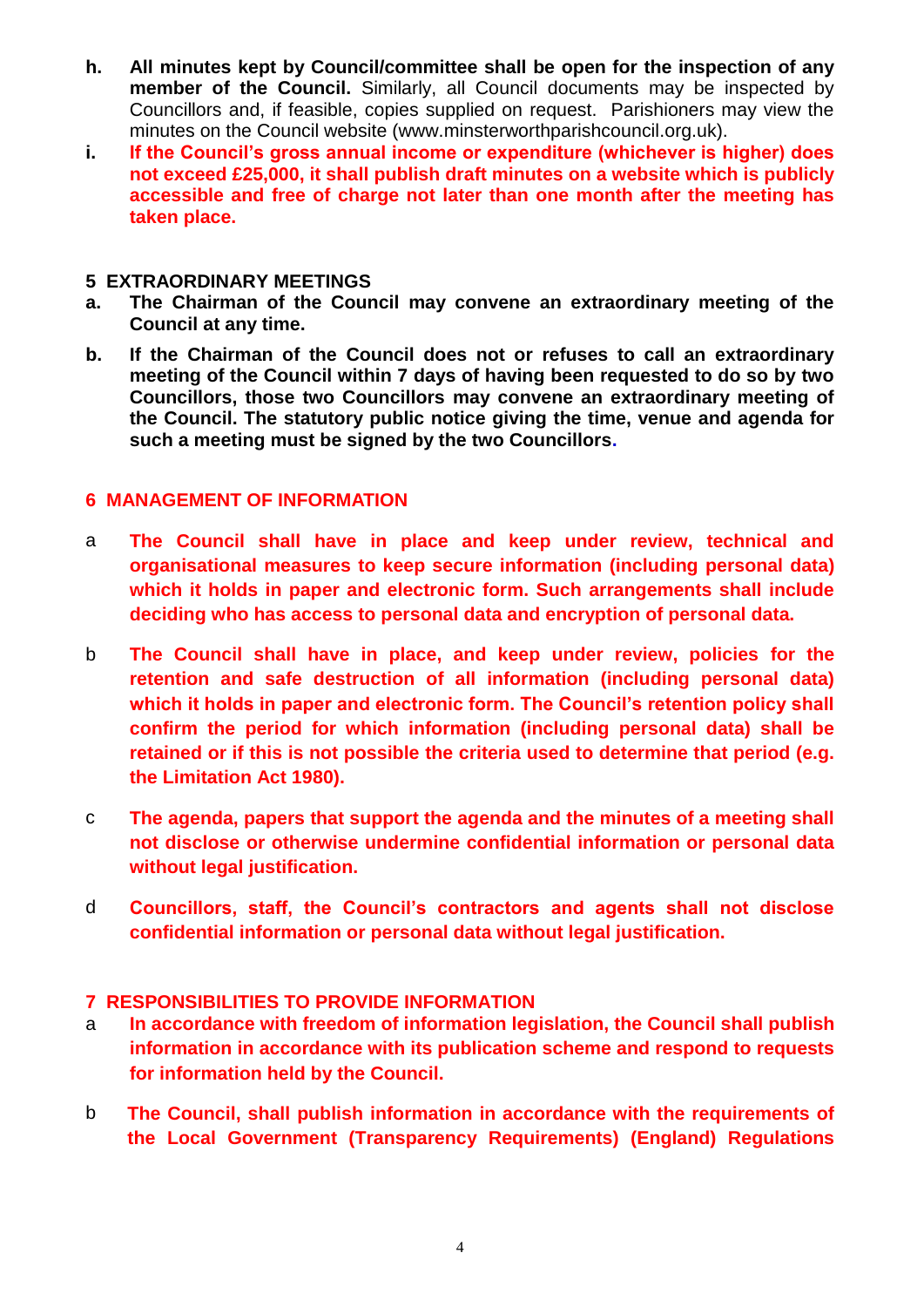- **h.** **All minutes kept by Council/committee shall be open for the inspection of any member of the Council.** Similarly, all Council documents may be inspected by Councillors and, if feasible, copies supplied on request. Parishioners may view the minutes on the Council website (www.minsterworthparishcouncil.org.uk).
- **i.** **If the Council's gross annual income or expenditure (whichever is higher) does not exceed £25,000, it shall publish draft minutes on a website which is publicly accessible and free of charge not later than one month after the meeting has taken place.**

## 5 EXTRAORDINARY MEETINGS

- **a.** **The Chairman of the Council may convene an extraordinary meeting of the Council at any time.**
- **b.** **If the Chairman of the Council does not or refuses to call an extraordinary meeting of the Council within 7 days of having been requested to do so by two Councillors, those two Councillors may convene an extraordinary meeting of the Council. The statutory public notice giving the time, venue and agenda for such a meeting must be signed by the two Councillors.**

## 6 MANAGEMENT OF INFORMATION

- a **The Council shall have in place and keep under review, technical and organisational measures to keep secure information (including personal data) which it holds in paper and electronic form. Such arrangements shall include deciding who has access to personal data and encryption of personal data.**
- b **The Council shall have in place, and keep under review, policies for the retention and safe destruction of all information (including personal data) which it holds in paper and electronic form. The Council's retention policy shall confirm the period for which information (including personal data) shall be retained or if this is not possible the criteria used to determine that period (e.g. the Limitation Act 1980).**
- c **The agenda, papers that support the agenda and the minutes of a meeting shall not disclose or otherwise undermine confidential information or personal data without legal justification.**
- d **Councillors, staff, the Council's contractors and agents shall not disclose confidential information or personal data without legal justification.**

## 7 RESPONSIBILITIES TO PROVIDE INFORMATION

- a **In accordance with freedom of information legislation, the Council shall publish information in accordance with its publication scheme and respond to requests for information held by the Council.**
- b **The Council, shall publish information in accordance with the requirements of the Local Government (Transparency Requirements) (England) Regulations**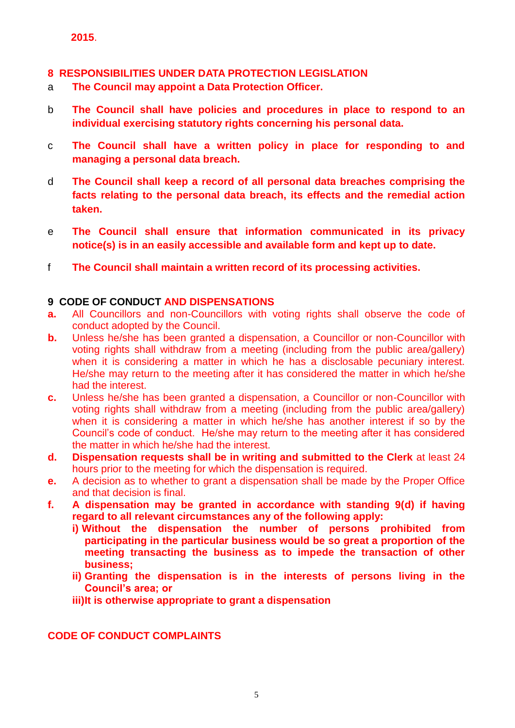**2015**.

## 8 RESPONSIBILITIES UNDER DATA PROTECTION LEGISLATION

a **The Council may appoint a Data Protection Officer.**

b **The Council shall have policies and procedures in place to respond to an individual exercising statutory rights concerning his personal data.**

c **The Council shall have a written policy in place for responding to and managing a personal data breach.**

d **The Council shall keep a record of all personal data breaches comprising the facts relating to the personal data breach, its effects and the remedial action taken.**

e **The Council shall ensure that information communicated in its privacy notice(s) is in an easily accessible and available form and kept up to date.**

f **The Council shall maintain a written record of its processing activities.**

## 9 CODE OF CONDUCT AND DISPENSATIONS

**a.** All Councillors and non-Councillors with voting rights shall observe the code of conduct adopted by the Council.

**b.** Unless he/she has been granted a dispensation, a Councillor or non-Councillor with voting rights shall withdraw from a meeting (including from the public area/gallery) when it is considering a matter in which he has a disclosable pecuniary interest. He/she may return to the meeting after it has considered the matter in which he/she had the interest.

**c.** Unless he/she has been granted a dispensation, a Councillor or non-Councillor with voting rights shall withdraw from a meeting (including from the public area/gallery) when it is considering a matter in which he/she has another interest if so by the Council's code of conduct. He/she may return to the meeting after it has considered the matter in which he/she had the interest.

**d.** **Dispensation requests shall be in writing and submitted to the Clerk** at least 24 hours prior to the meeting for which the dispensation is required.

**e.** A decision as to whether to grant a dispensation shall be made by the Proper Office and that decision is final.

**f.** **A dispensation may be granted in accordance with standing 9(d) if having regard to all relevant circumstances any of the following apply:**

**i) Without the dispensation the number of persons prohibited from participating in the particular business would be so great a proportion of the meeting transacting the business as to impede the transaction of other business;**

**ii) Granting the dispensation is in the interests of persons living in the Council's area; or**

**iii)It is otherwise appropriate to grant a dispensation**

**CODE OF CONDUCT COMPLAINTS**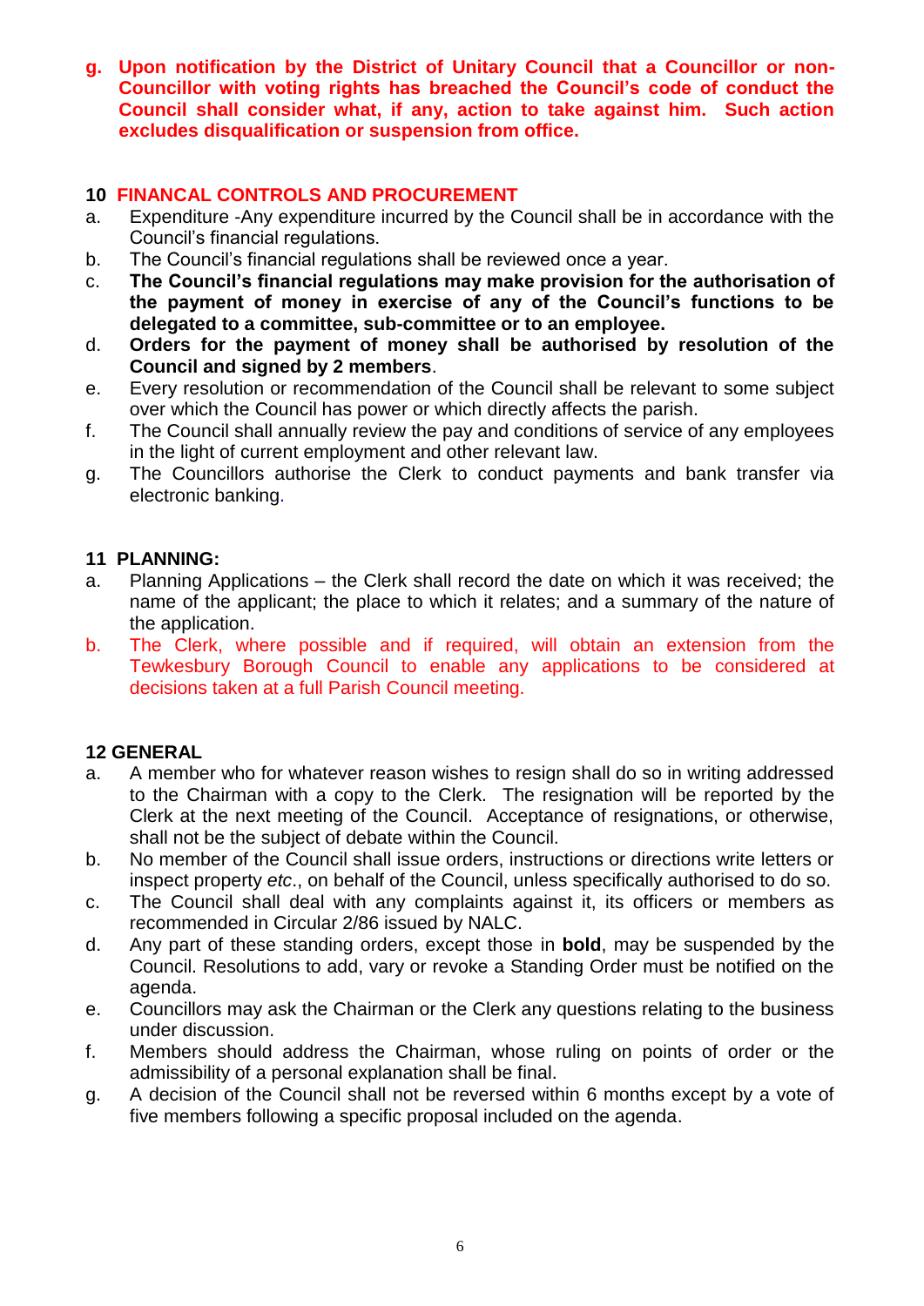**g. Upon notification by the District of Unitary Council that a Councillor or non-Councillor with voting rights has breached the Council's code of conduct the Council shall consider what, if any, action to take against him. Such action excludes disqualification or suspension from office.**

## 10 FINANCAL CONTROLS AND PROCUREMENT

a. Expenditure -Any expenditure incurred by the Council shall be in accordance with the Council's financial regulations.
b. The Council's financial regulations shall be reviewed once a year.
c. **The Council's financial regulations may make provision for the authorisation of the payment of money in exercise of any of the Council's functions to be delegated to a committee, sub-committee or to an employee.**
d. **Orders for the payment of money shall be authorised by resolution of the Council and signed by 2 members**.
e. Every resolution or recommendation of the Council shall be relevant to some subject over which the Council has power or which directly affects the parish.
f. The Council shall annually review the pay and conditions of service of any employees in the light of current employment and other relevant law.
g. The Councillors authorise the Clerk to conduct payments and bank transfer via electronic banking.

## 11 PLANNING:

a. Planning Applications – the Clerk shall record the date on which it was received; the name of the applicant; the place to which it relates; and a summary of the nature of the application.
b. The Clerk, where possible and if required, will obtain an extension from the Tewkesbury Borough Council to enable any applications to be considered at decisions taken at a full Parish Council meeting.

## 12 GENERAL

a. A member who for whatever reason wishes to resign shall do so in writing addressed to the Chairman with a copy to the Clerk. The resignation will be reported by the Clerk at the next meeting of the Council. Acceptance of resignations, or otherwise, shall not be the subject of debate within the Council.
b. No member of the Council shall issue orders, instructions or directions write letters or inspect property *etc*., on behalf of the Council, unless specifically authorised to do so.
c. The Council shall deal with any complaints against it, its officers or members as recommended in Circular 2/86 issued by NALC.
d. Any part of these standing orders, except those in **bold**, may be suspended by the Council. Resolutions to add, vary or revoke a Standing Order must be notified on the agenda.
e. Councillors may ask the Chairman or the Clerk any questions relating to the business under discussion.
f. Members should address the Chairman, whose ruling on points of order or the admissibility of a personal explanation shall be final.
g. A decision of the Council shall not be reversed within 6 months except by a vote of five members following a specific proposal included on the agenda.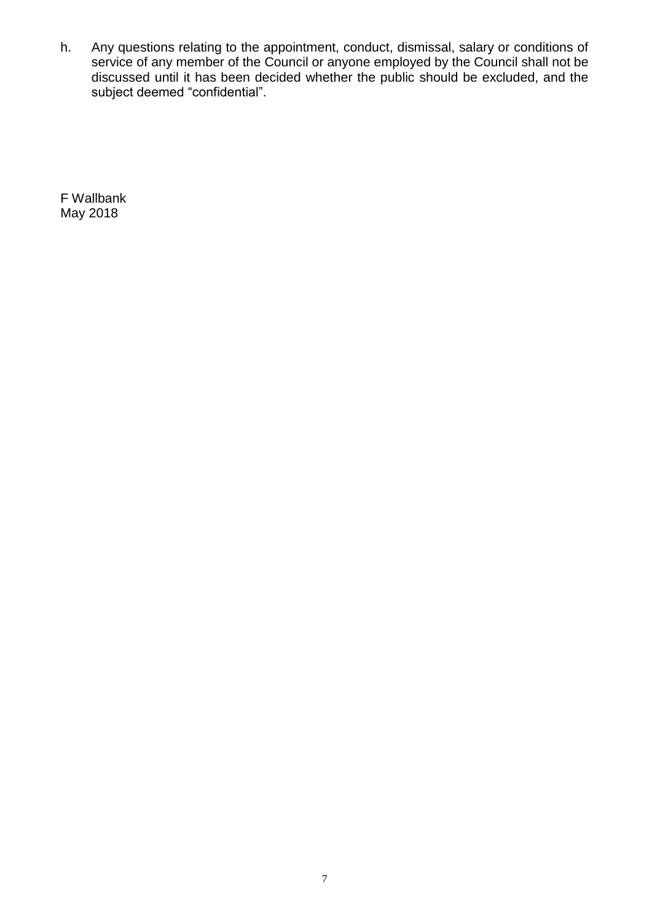h. Any questions relating to the appointment, conduct, dismissal, salary or conditions of service of any member of the Council or anyone employed by the Council shall not be discussed until it has been decided whether the public should be excluded, and the subject deemed "confidential".

F Wallbank
May 2018